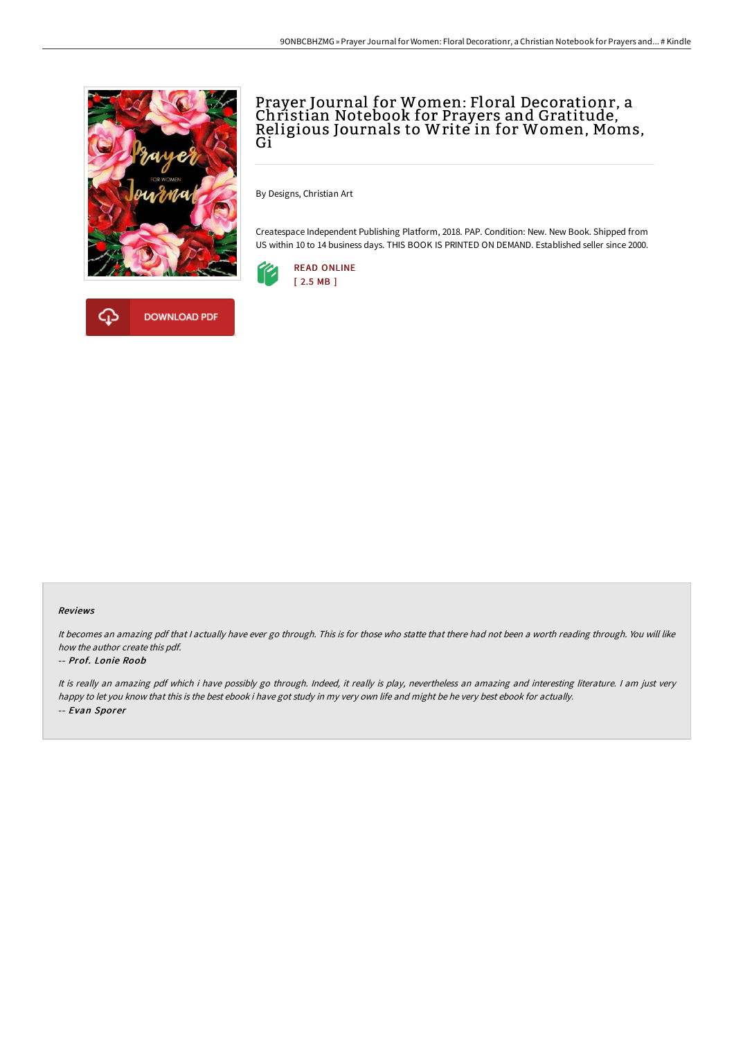# Prayer Journal for Women: Floral Decorationr, a Christian Notebook for Prayers and Gratitude, Religious Journals to Write in for Women, Moms, Gi

By Designs, Christian Art

Createspace Independent Publishing Platform, 2018. PAP. Condition: New. New Book. Shipped from US within 10 to 14 business days. THIS BOOK IS PRINTED ON DEMAND. Established seller since 2000.

READ ONLINE
[ 2.5 MB ]

DOWNLOAD PDF

#### Reviews

*It becomes an amazing pdf that I actually have ever go through. This is for those who statte that there had not been a worth reading through. You will like how the author create this pdf.*

-- ***Prof. Lonie Roob***

*It is really an amazing pdf which i have possibly go through. Indeed, it really is play, nevertheless an amazing and interesting literature. I am just very happy to let you know that this is the best ebook i have got study in my very own life and might be he very best ebook for actually.*

-- ***Evan Sporer***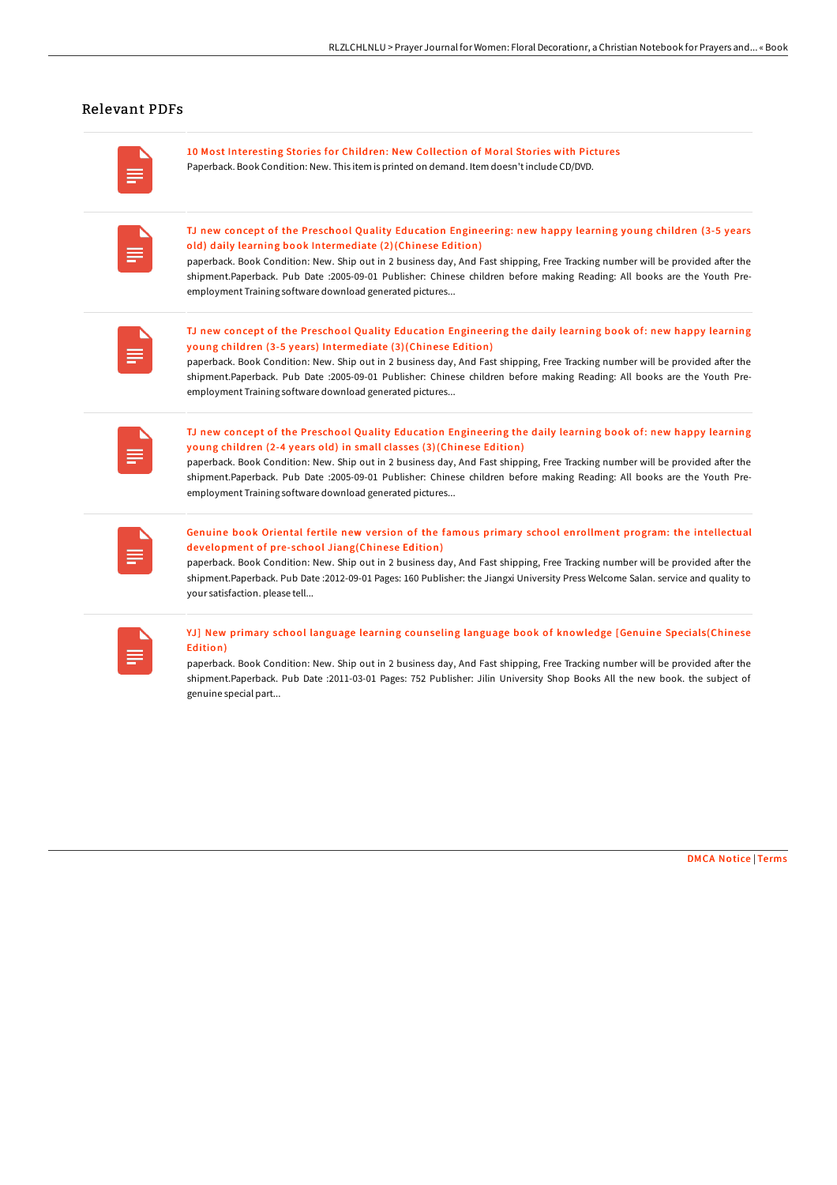## Relevant PDFs

**10 Most Interesting Stories for Children: New Collection of Moral Stories with Pictures**

Paperback. Book Condition: New. This item is printed on demand. Item doesn't include CD/DVD.

**TJ new concept of the Preschool Quality Education Engineering: new happy learning young children (3-5 years old) daily learning book Intermediate (2)(Chinese Edition)**

paperback. Book Condition: New. Ship out in 2 business day, And Fast shipping, Free Tracking number will be provided after the shipment.Paperback. Pub Date :2005-09-01 Publisher: Chinese children before making Reading: All books are the Youth Pre-employment Training software download generated pictures...

**TJ new concept of the Preschool Quality Education Engineering the daily learning book of: new happy learning young children (3-5 years) Intermediate (3)(Chinese Edition)**

paperback. Book Condition: New. Ship out in 2 business day, And Fast shipping, Free Tracking number will be provided after the shipment.Paperback. Pub Date :2005-09-01 Publisher: Chinese children before making Reading: All books are the Youth Pre-employment Training software download generated pictures...

**TJ new concept of the Preschool Quality Education Engineering the daily learning book of: new happy learning young children (2-4 years old) in small classes (3)(Chinese Edition)**

paperback. Book Condition: New. Ship out in 2 business day, And Fast shipping, Free Tracking number will be provided after the shipment.Paperback. Pub Date :2005-09-01 Publisher: Chinese children before making Reading: All books are the Youth Pre-employment Training software download generated pictures...

**Genuine book Oriental fertile new version of the famous primary school enrollment program: the intellectual development of pre-school Jiang(Chinese Edition)**

paperback. Book Condition: New. Ship out in 2 business day, And Fast shipping, Free Tracking number will be provided after the shipment.Paperback. Pub Date :2012-09-01 Pages: 160 Publisher: the Jiangxi University Press Welcome Salan. service and quality to your satisfaction. please tell...

**YJ] New primary school language learning counseling language book of knowledge [Genuine Specials(Chinese Edition)**

paperback. Book Condition: New. Ship out in 2 business day, And Fast shipping, Free Tracking number will be provided after the shipment.Paperback. Pub Date :2011-03-01 Pages: 752 Publisher: Jilin University Shop Books All the new book. the subject of genuine special part...

DMCA Notice | Terms